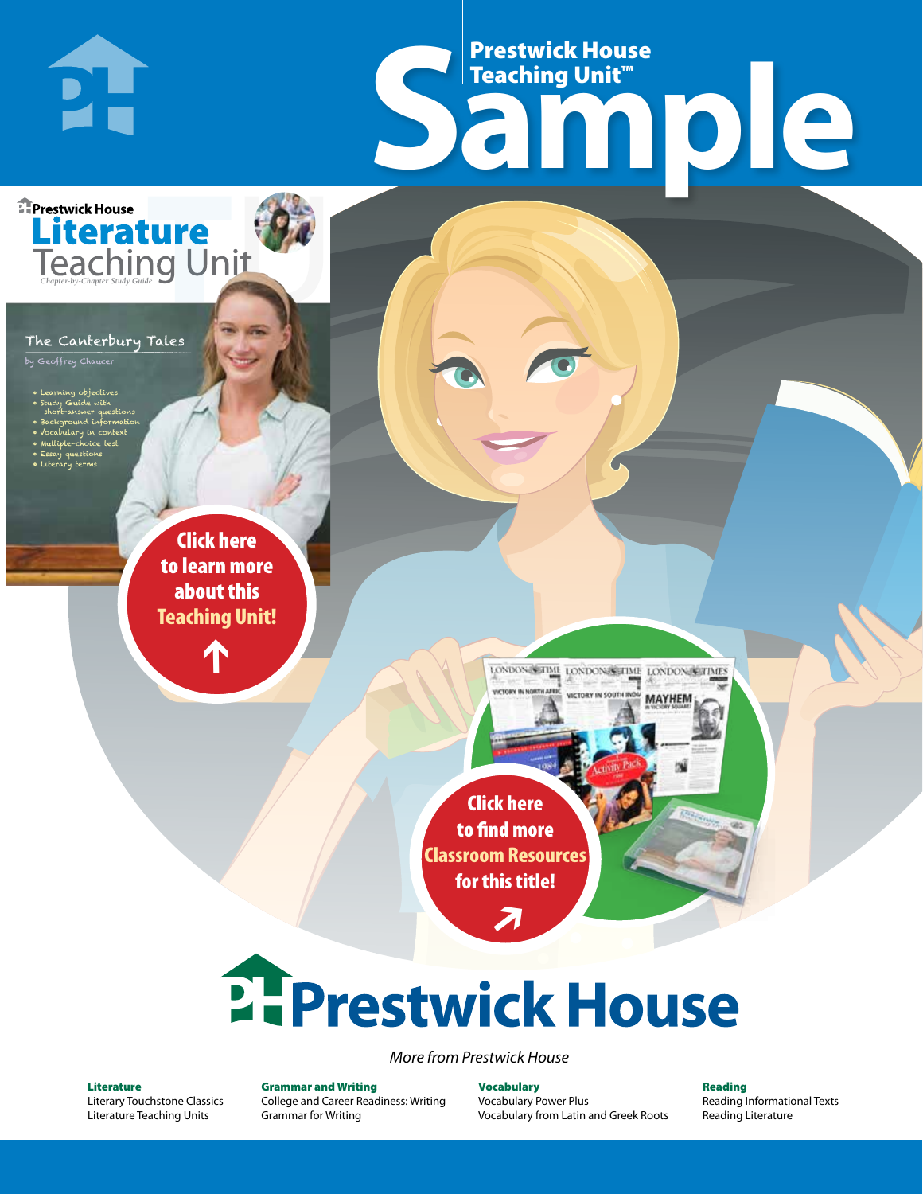# Prestwick House Teaching Unit™ Sample

Prestwick House

## Literature Teaching Unit

*Chapter-by-Chapter Study Guide*

### The Canterbury Tales

by Geoffrey Chaucer

- Learning objectives
- Study Guide with short-answer questions
- Background information
- Vocabulary in context
- Multiple-choice test
- Essay questions
- Literary terms

**Click here to learn more about this Teaching Unit!**

**Click here to find more Classroom Resources for this title!**

# Prestwick House

*More from Prestwick House*

**Literature**
Literary Touchstone Classics
Literature Teaching Units

**Grammar and Writing**
College and Career Readiness: Writing
Grammar for Writing

**Vocabulary**
Vocabulary Power Plus
Vocabulary from Latin and Greek Roots

**Reading**
Reading Informational Texts
Reading Literature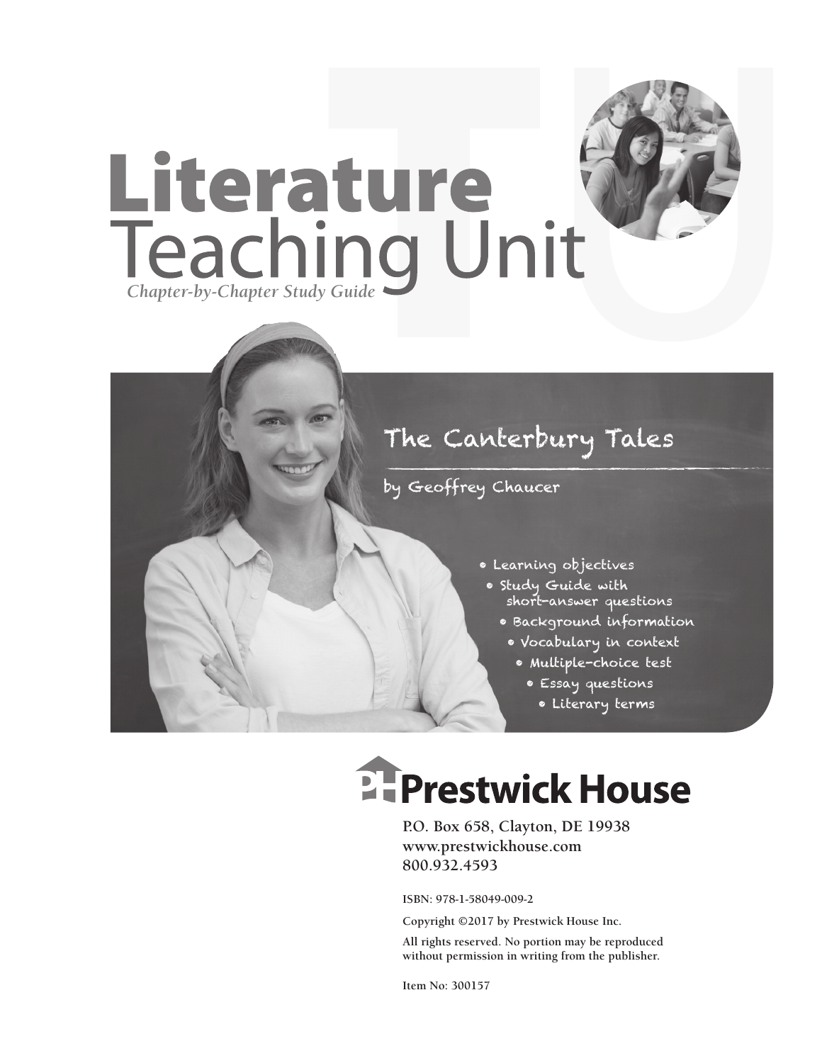# Literature
## Teaching Unit

*Chapter-by-Chapter Study Guide*

## The Canterbury Tales

by Geoffrey Chaucer

- Learning objectives
- Study Guide with short-answer questions
- Background information
- Vocabulary in context
- Multiple-choice test
- Essay questions
- Literary terms

**Prestwick House**

P.O. Box 658, Clayton, DE 19938
www.prestwickhouse.com
800.932.4593

ISBN: 978-1-58049-009-2

Copyright ©2017 by Prestwick House Inc.

All rights reserved. No portion may be reproduced without permission in writing from the publisher.

Item No: 300157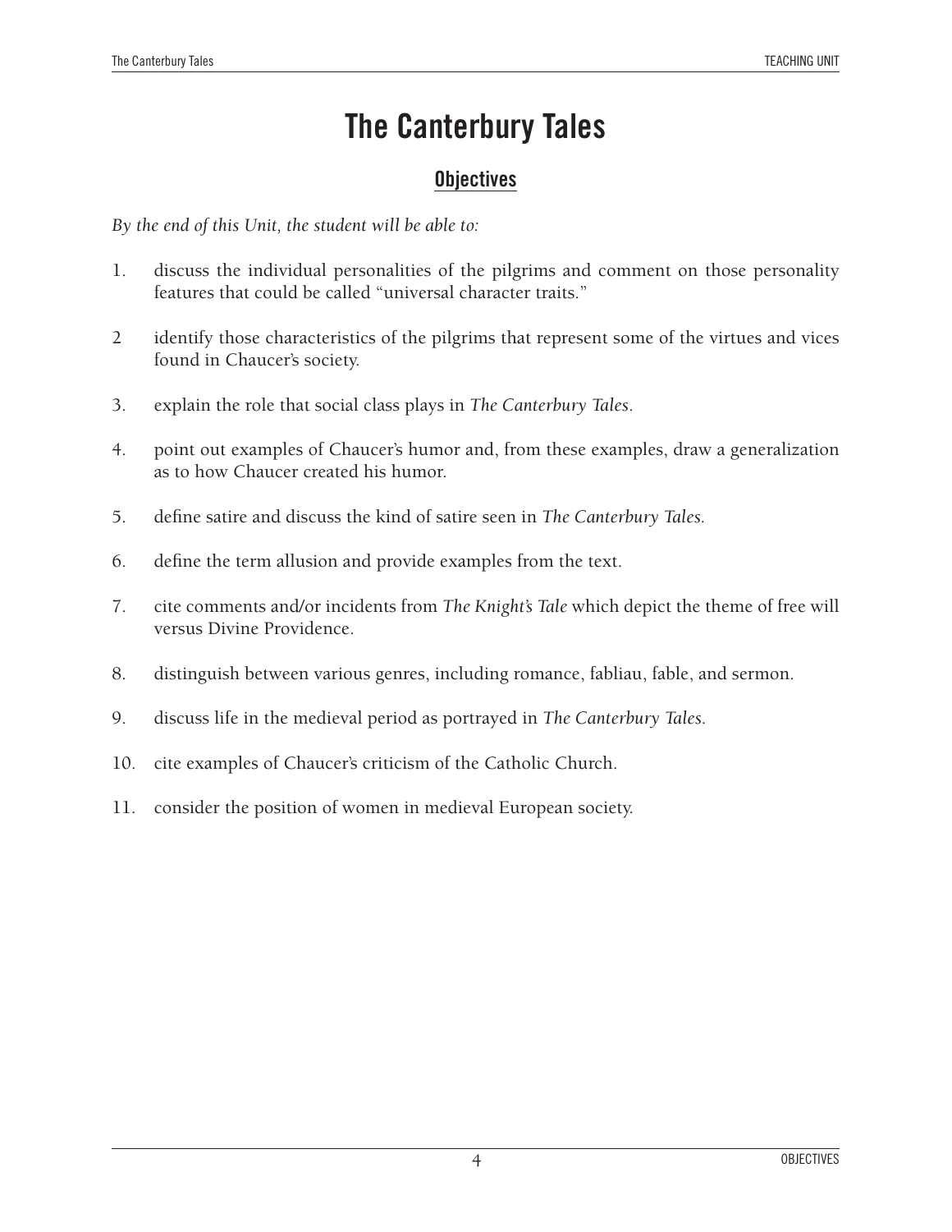# The Canterbury Tales

## Objectives

*By the end of this Unit, the student will be able to:*

1. discuss the individual personalities of the pilgrims and comment on those personality features that could be called "universal character traits."

2 identify those characteristics of the pilgrims that represent some of the virtues and vices found in Chaucer's society.

3. explain the role that social class plays in *The Canterbury Tales*.

4. point out examples of Chaucer's humor and, from these examples, draw a generalization as to how Chaucer created his humor.

5. define satire and discuss the kind of satire seen in *The Canterbury Tales.*

6. define the term allusion and provide examples from the text.

7. cite comments and/or incidents from *The Knight's Tale* which depict the theme of free will versus Divine Providence.

8. distinguish between various genres, including romance, fabliau, fable, and sermon.

9. discuss life in the medieval period as portrayed in *The Canterbury Tales.*

10. cite examples of Chaucer's criticism of the Catholic Church.

11. consider the position of women in medieval European society.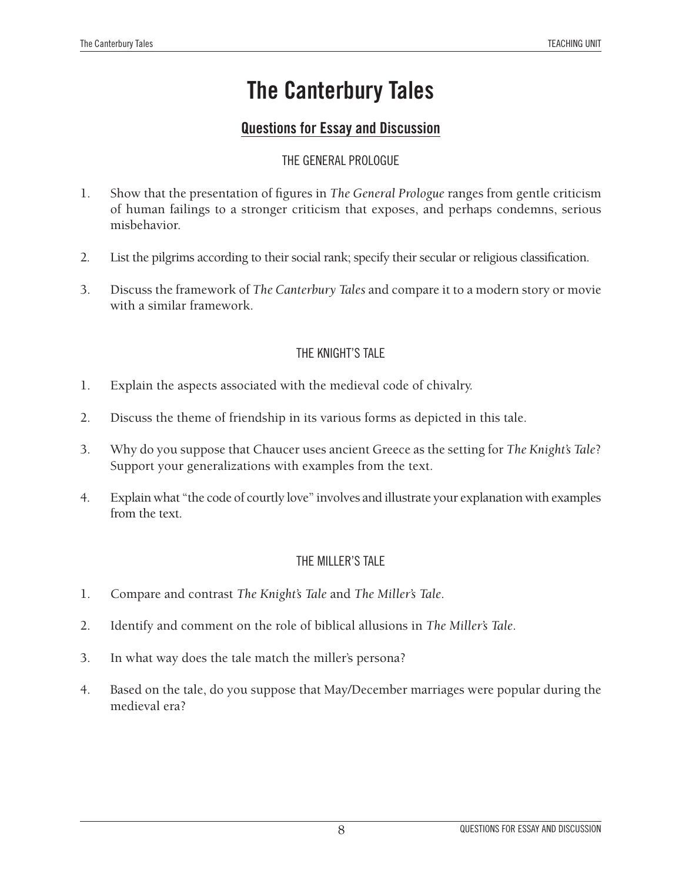# The Canterbury Tales

## Questions for Essay and Discussion

### THE GENERAL PROLOGUE

1. Show that the presentation of figures in *The General Prologue* ranges from gentle criticism of human failings to a stronger criticism that exposes, and perhaps condemns, serious misbehavior.

2. List the pilgrims according to their social rank; specify their secular or religious classification.

3. Discuss the framework of *The Canterbury Tales* and compare it to a modern story or movie with a similar framework.

### THE KNIGHT'S TALE

1. Explain the aspects associated with the medieval code of chivalry.

2. Discuss the theme of friendship in its various forms as depicted in this tale.

3. Why do you suppose that Chaucer uses ancient Greece as the setting for *The Knight's Tale*? Support your generalizations with examples from the text.

4. Explain what "the code of courtly love" involves and illustrate your explanation with examples from the text.

### THE MILLER'S TALE

1. Compare and contrast *The Knight's Tale* and *The Miller's Tale*.

2. Identify and comment on the role of biblical allusions in *The Miller's Tale*.

3. In what way does the tale match the miller's persona?

4. Based on the tale, do you suppose that May/December marriages were popular during the medieval era?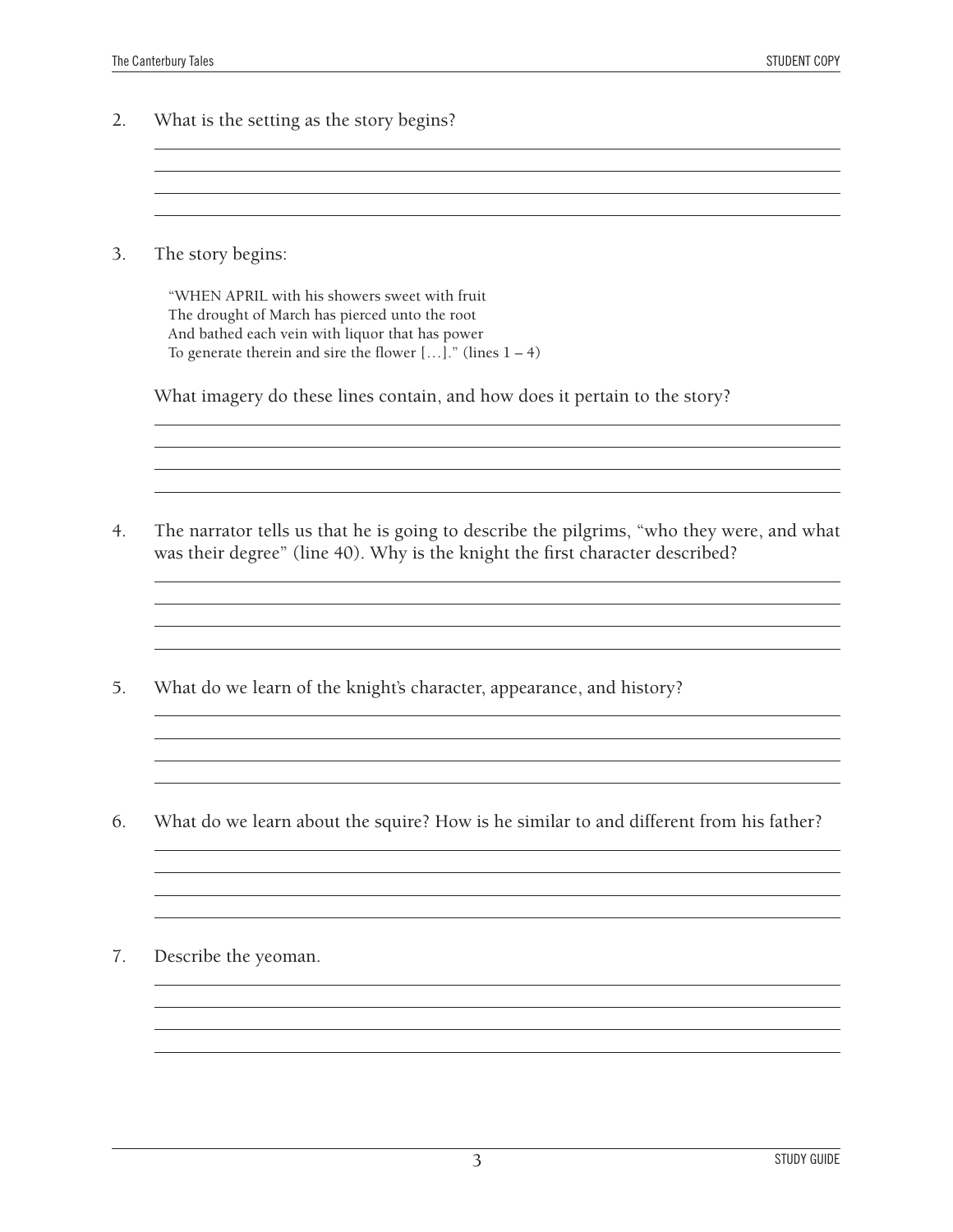2. What is the setting as the story begins?

3. The story begins:

   "WHEN APRIL with his showers sweet with fruit
   The drought of March has pierced unto the root
   And bathed each vein with liquor that has power
   To generate therein and sire the flower […]." (lines 1 – 4)

   What imagery do these lines contain, and how does it pertain to the story?

4. The narrator tells us that he is going to describe the pilgrims, "who they were, and what was their degree" (line 40). Why is the knight the first character described?

5. What do we learn of the knight's character, appearance, and history?

6. What do we learn about the squire? How is he similar to and different from his father?

7. Describe the yeoman.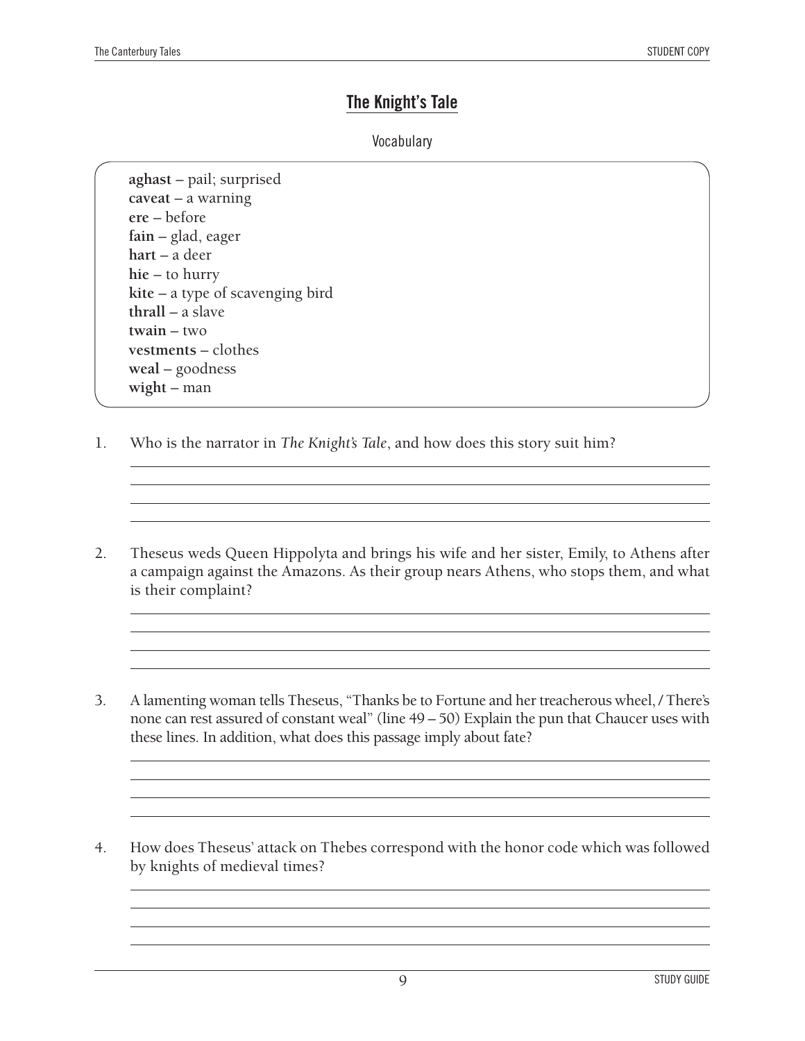## The Knight's Tale

Vocabulary

**aghast** – pail; surprised
**caveat** – a warning
**ere** – before
**fain** – glad, eager
**hart** – a deer
**hie** – to hurry
**kite** – a type of scavenging bird
**thrall** – a slave
**twain** – two
**vestments** – clothes
**weal** – goodness
**wight** – man

1. Who is the narrator in *The Knight's Tale*, and how does this story suit him?

2. Theseus weds Queen Hippolyta and brings his wife and her sister, Emily, to Athens after a campaign against the Amazons. As their group nears Athens, who stops them, and what is their complaint?

3. A lamenting woman tells Theseus, "Thanks be to Fortune and her treacherous wheel, / There's none can rest assured of constant weal" (line 49 – 50) Explain the pun that Chaucer uses with these lines. In addition, what does this passage imply about fate?

4. How does Theseus' attack on Thebes correspond with the honor code which was followed by knights of medieval times?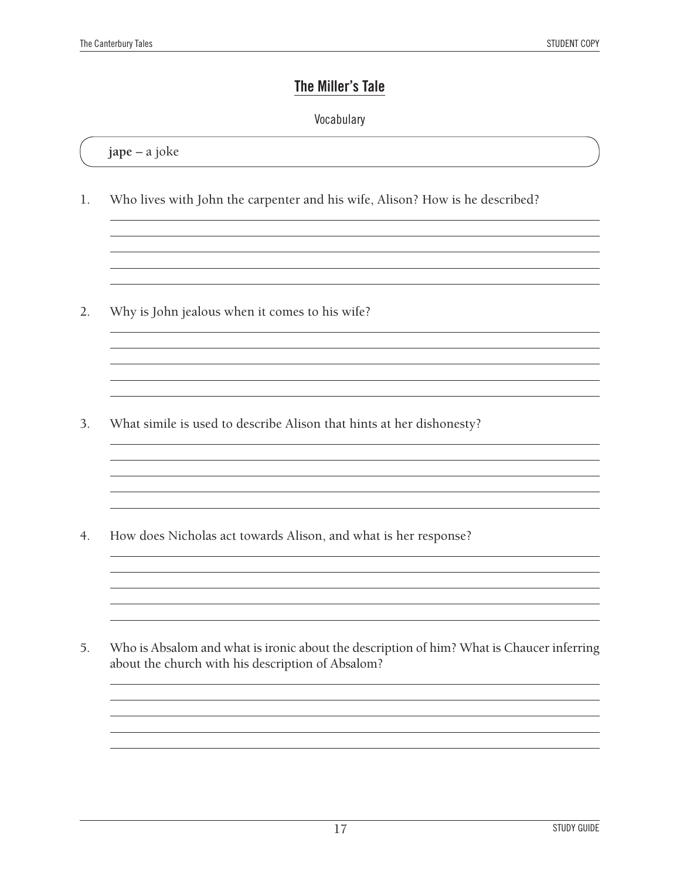## The Miller's Tale

Vocabulary

**jape** – a joke

1. Who lives with John the carpenter and his wife, Alison? How is he described?

2. Why is John jealous when it comes to his wife?

3. What simile is used to describe Alison that hints at her dishonesty?

4. How does Nicholas act towards Alison, and what is her response?

5. Who is Absalom and what is ironic about the description of him? What is Chaucer inferring about the church with his description of Absalom?